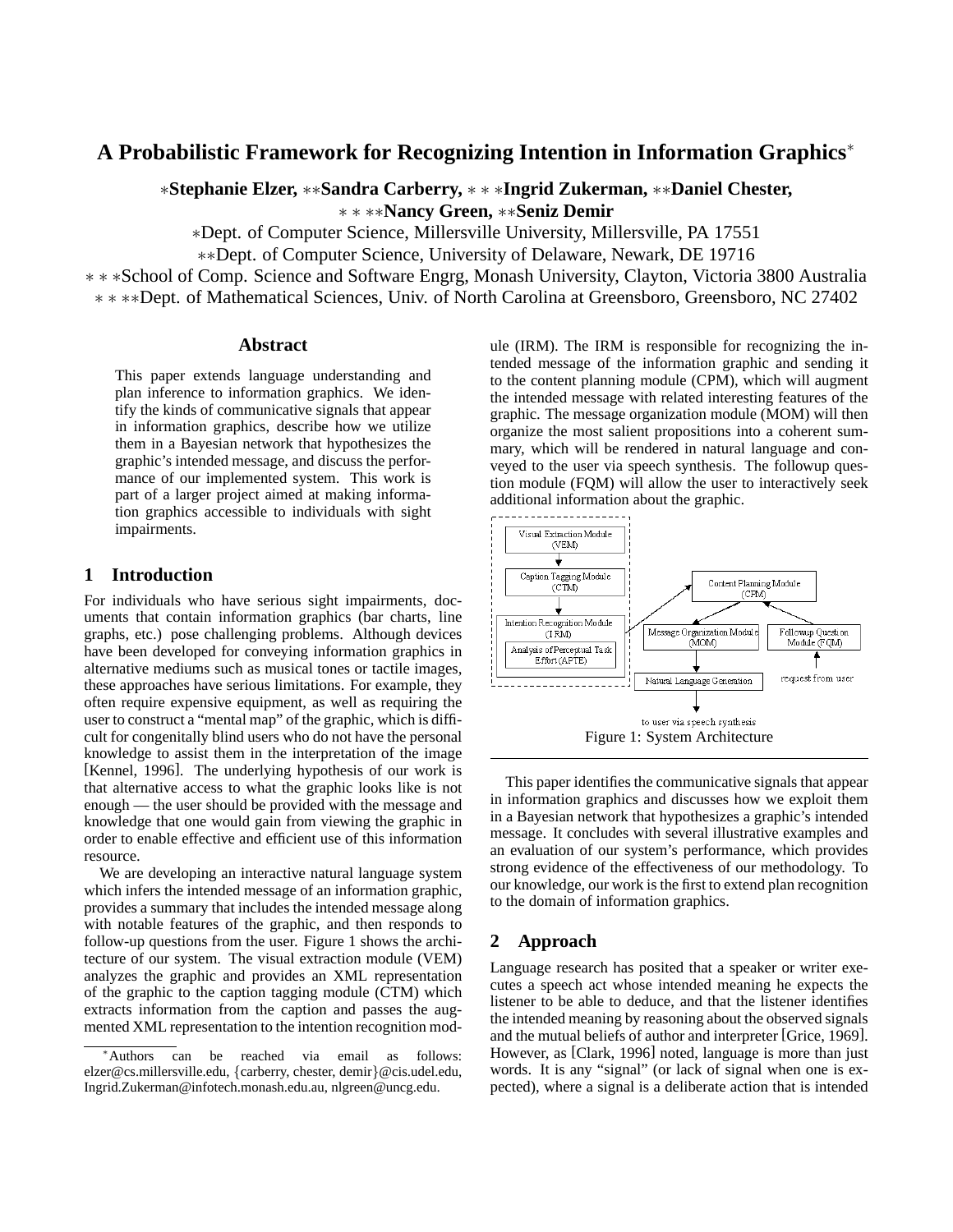# A Probabilistic Framework for Recognizing Intention in Information Graphics*

∗**Stephanie Elzer,** ∗∗**Sandra Carberry,** ∗ ∗ ∗**Ingrid Zukerman,** ∗∗**Daniel Chester,**
∗ ∗ ∗∗**Nancy Green,** ∗∗**Seniz Demir**

∗Dept. of Computer Science, Millersville University, Millersville, PA 17551
∗∗Dept. of Computer Science, University of Delaware, Newark, DE 19716
∗ ∗ ∗School of Comp. Science and Software Engrg, Monash University, Clayton, Victoria 3800 Australia
∗ ∗ ∗∗Dept. of Mathematical Sciences, Univ. of North Carolina at Greensboro, Greensboro, NC 27402

## Abstract

This paper extends language understanding and plan inference to information graphics. We identify the kinds of communicative signals that appear in information graphics, describe how we utilize them in a Bayesian network that hypothesizes the graphic's intended message, and discuss the performance of our implemented system. This work is part of a larger project aimed at making information graphics accessible to individuals with sight impairments.

## 1 Introduction

For individuals who have serious sight impairments, documents that contain information graphics (bar charts, line graphs, etc.) pose challenging problems. Although devices have been developed for conveying information graphics in alternative mediums such as musical tones or tactile images, these approaches have serious limitations. For example, they often require expensive equipment, as well as requiring the user to construct a "mental map" of the graphic, which is difficult for congenitally blind users who do not have the personal knowledge to assist them in the interpretation of the image [Kennel, 1996]. The underlying hypothesis of our work is that alternative access to what the graphic looks like is not enough — the user should be provided with the message and knowledge that one would gain from viewing the graphic in order to enable effective and efficient use of this information resource.

We are developing an interactive natural language system which infers the intended message of an information graphic, provides a summary that includes the intended message along with notable features of the graphic, and then responds to follow-up questions from the user. Figure 1 shows the architecture of our system. The visual extraction module (VEM) analyzes the graphic and provides an XML representation of the graphic to the caption tagging module (CTM) which extracts information from the caption and passes the augmented XML representation to the intention recognition module (IRM). The IRM is responsible for recognizing the intended message of the information graphic and sending it to the content planning module (CPM), which will augment the intended message with related interesting features of the graphic. The message organization module (MOM) will then organize the most salient propositions into a coherent summary, which will be rendered in natural language and conveyed to the user via speech synthesis. The followup question module (FQM) will allow the user to interactively seek additional information about the graphic.

Figure 1: System Architecture

This paper identifies the communicative signals that appear in information graphics and discusses how we exploit them in a Bayesian network that hypothesizes a graphic's intended message. It concludes with several illustrative examples and an evaluation of our system's performance, which provides strong evidence of the effectiveness of our methodology. To our knowledge, our work is the first to extend plan recognition to the domain of information graphics.

## 2 Approach

Language research has posited that a speaker or writer executes a speech act whose intended meaning he expects the listener to be able to deduce, and that the listener identifies the intended meaning by reasoning about the observed signals and the mutual beliefs of author and interpreter [Grice, 1969]. However, as [Clark, 1996] noted, language is more than just words. It is any "signal" (or lack of signal when one is expected), where a signal is a deliberate action that is intended

*Authors can be reached via email as follows: elzer@cs.millersville.edu, {carberry, chester, demir}@cis.udel.edu, Ingrid.Zukerman@infotech.monash.edu.au, nlgreen@uncg.edu.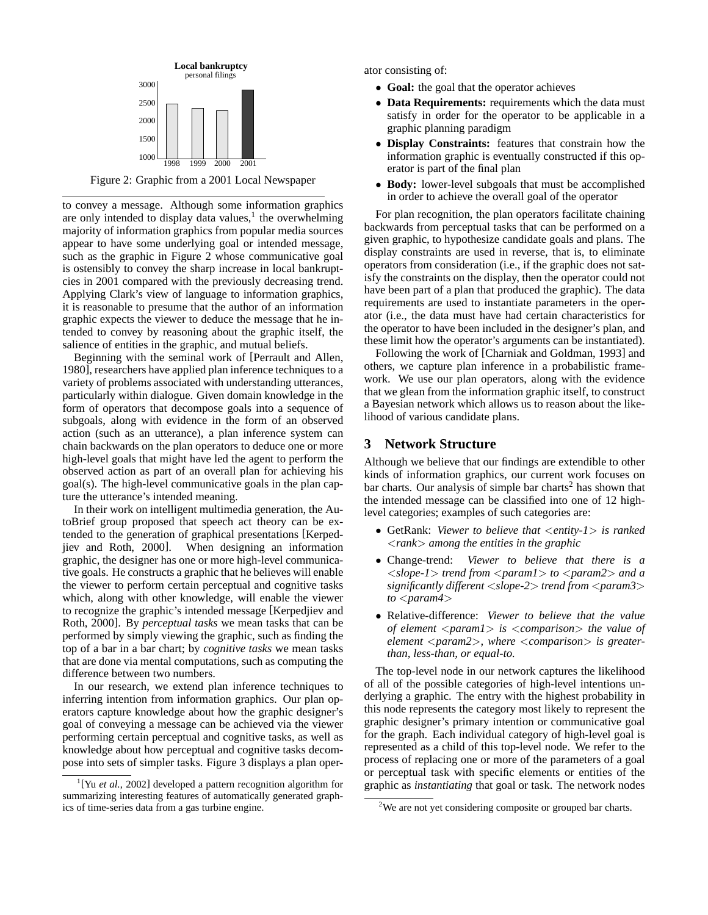Figure 2: Graphic from a 2001 Local Newspaper

to convey a message. Although some information graphics are only intended to display data values,[1] the overwhelming majority of information graphics from popular media sources appear to have some underlying goal or intended message, such as the graphic in Figure 2 whose communicative goal is ostensibly to convey the sharp increase in local bankruptcies in 2001 compared with the previously decreasing trend. Applying Clark's view of language to information graphics, it is reasonable to presume that the author of an information graphic expects the viewer to deduce the message that he intended to convey by reasoning about the graphic itself, the salience of entities in the graphic, and mutual beliefs.

Beginning with the seminal work of [Perrault and Allen, 1980], researchers have applied plan inference techniques to a variety of problems associated with understanding utterances, particularly within dialogue. Given domain knowledge in the form of operators that decompose goals into a sequence of subgoals, along with evidence in the form of an observed action (such as an utterance), a plan inference system can chain backwards on the plan operators to deduce one or more high-level goals that might have led the agent to perform the observed action as part of an overall plan for achieving his goal(s). The high-level communicative goals in the plan capture the utterance's intended meaning.

In their work on intelligent multimedia generation, the AutoBrief group proposed that speech act theory can be extended to the generation of graphical presentations [Kerpedjiev and Roth, 2000]. When designing an information graphic, the designer has one or more high-level communicative goals. He constructs a graphic that he believes will enable the viewer to perform certain perceptual and cognitive tasks which, along with other knowledge, will enable the viewer to recognize the graphic's intended message [Kerpedjiev and Roth, 2000]. By *perceptual tasks* we mean tasks that can be performed by simply viewing the graphic, such as finding the top of a bar in a bar chart; by *cognitive tasks* we mean tasks that are done via mental computations, such as computing the difference between two numbers.

In our research, we extend plan inference techniques to inferring intention from information graphics. Our plan operators capture knowledge about how the graphic designer's goal of conveying a message can be achieved via the viewer performing certain perceptual and cognitive tasks, as well as knowledge about how perceptual and cognitive tasks decompose into sets of simpler tasks. Figure 3 displays a plan operator consisting of:

- **Goal:** the goal that the operator achieves
- **Data Requirements:** requirements which the data must satisfy in order for the operator to be applicable in a graphic planning paradigm
- **Display Constraints:** features that constrain how the information graphic is eventually constructed if this operator is part of the final plan
- **Body:** lower-level subgoals that must be accomplished in order to achieve the overall goal of the operator

For plan recognition, the plan operators facilitate chaining backwards from perceptual tasks that can be performed on a given graphic, to hypothesize candidate goals and plans. The display constraints are used in reverse, that is, to eliminate operators from consideration (i.e., if the graphic does not satisfy the constraints on the display, then the operator could not have been part of a plan that produced the graphic). The data requirements are used to instantiate parameters in the operator (i.e., the data must have had certain characteristics for the operator to have been included in the designer's plan, and these limit how the operator's arguments can be instantiated).

Following the work of [Charniak and Goldman, 1993] and others, we capture plan inference in a probabilistic framework. We use our plan operators, along with the evidence that we glean from the information graphic itself, to construct a Bayesian network which allows us to reason about the likelihood of various candidate plans.

## 3 Network Structure

Although we believe that our findings are extendible to other kinds of information graphics, our current work focuses on bar charts. Our analysis of simple bar charts[2] has shown that the intended message can be classified into one of 12 high-level categories; examples of such categories are:

- GetRank: *Viewer to believe that <entity-1> is ranked <rank> among the entities in the graphic*
- Change-trend: *Viewer to believe that there is a <slope-1> trend from <param1> to <param2> and a significantly different <slope-2> trend from <param3> to <param4>*
- Relative-difference: *Viewer to believe that the value of element <param1> is <comparison> the value of element <param2>, where <comparison> is greater-than, less-than, or equal-to.*

The top-level node in our network captures the likelihood of all of the possible categories of high-level intentions underlying a graphic. The entry with the highest probability in this node represents the category most likely to represent the graphic designer's primary intention or communicative goal for the graph. Each individual category of high-level goal is represented as a child of this top-level node. We refer to the process of replacing one or more of the parameters of a goal or perceptual task with specific elements or entities of the graphic as *instantiating* that goal or task. The network nodes

[1] [Yu *et al.*, 2002] developed a pattern recognition algorithm for summarizing interesting features of automatically generated graphics of time-series data from a gas turbine engine.

[2] We are not yet considering composite or grouped bar charts.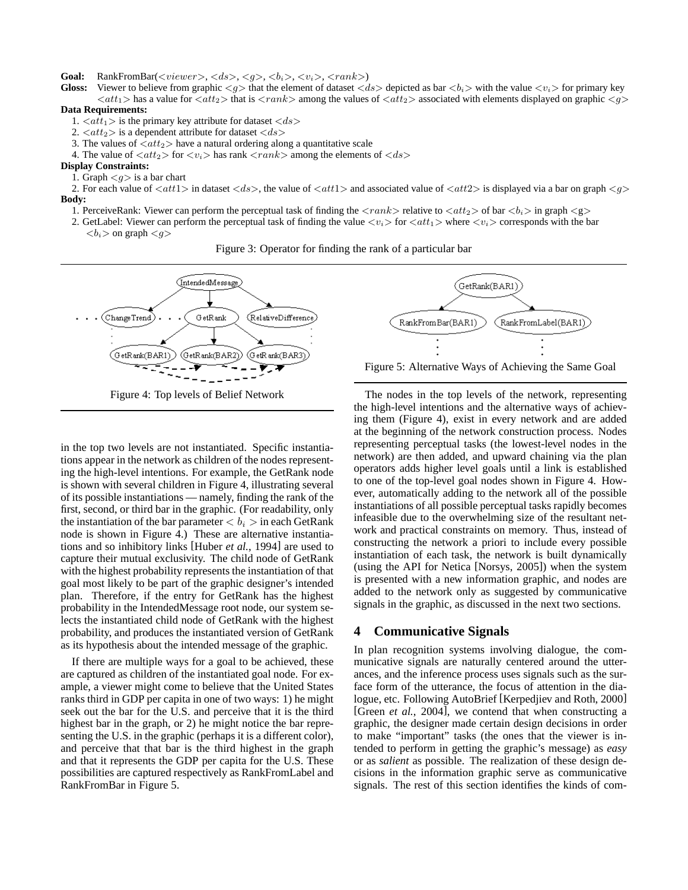**Goal:** RankFromBar($<viewer>$, $<ds>$, $<g>$, $<b_i>$, $<v_i>$, $<rank>$)

**Gloss:** Viewer to believe from graphic $<g>$ that the element of dataset $<ds>$ depicted as bar $<b_i>$ with the value $<v_i>$ for primary key $<att_1>$ has a value for $<att_2>$ that is $<rank>$ among the values of $<att_2>$ associated with elements displayed on graphic $<g>$

**Data Requirements:**

1. $<att_1>$ is the primary key attribute for dataset $<ds>$
2. $<att_2>$ is a dependent attribute for dataset $<ds>$
3. The values of $<att_2>$ have a natural ordering along a quantitative scale
4. The value of $<att_2>$ for $<v_i>$ has rank $<rank>$ among the elements of $<ds>$

**Display Constraints:**

1. Graph $<g>$ is a bar chart
2. For each value of $<att1>$ in dataset $<ds>$, the value of $<att1>$ and associated value of $<att2>$ is displayed via a bar on graph $<g>$

**Body:**

1. PerceiveRank: Viewer can perform the perceptual task of finding the $<rank>$ relative to $<att_2>$ of bar $<b_i>$ in graph <g>
2. GetLabel: Viewer can perform the perceptual task of finding the value $<v_i>$ for $<att_1>$ where $<v_i>$ corresponds with the bar $<b_i>$ on graph $<g>$

Figure 3: Operator for finding the rank of a particular bar

Figure 4: Top levels of Belief Network

Figure 5: Alternative Ways of Achieving the Same Goal

in the top two levels are not instantiated. Specific instantiations appear in the network as children of the nodes representing the high-level intentions. For example, the GetRank node is shown with several children in Figure 4, illustrating several of its possible instantiations — namely, finding the rank of the first, second, or third bar in the graphic. (For readability, only the instantiation of the bar parameter $< b_i >$ in each GetRank node is shown in Figure 4.) These are alternative instantiations and so inhibitory links [Huber *et al.*, 1994] are used to capture their mutual exclusivity. The child node of GetRank with the highest probability represents the instantiation of that goal most likely to be part of the graphic designer's intended plan. Therefore, if the entry for GetRank has the highest probability in the IntendedMessage root node, our system selects the instantiated child node of GetRank with the highest probability, and produces the instantiated version of GetRank as its hypothesis about the intended message of the graphic.

If there are multiple ways for a goal to be achieved, these are captured as children of the instantiated goal node. For example, a viewer might come to believe that the United States ranks third in GDP per capita in one of two ways: 1) he might seek out the bar for the U.S. and perceive that it is the third highest bar in the graph, or 2) he might notice the bar representing the U.S. in the graphic (perhaps it is a different color), and perceive that that bar is the third highest in the graph and that it represents the GDP per capita for the U.S. These possibilities are captured respectively as RankFromLabel and RankFromBar in Figure 5.

The nodes in the top levels of the network, representing the high-level intentions and the alternative ways of achieving them (Figure 4), exist in every network and are added at the beginning of the network construction process. Nodes representing perceptual tasks (the lowest-level nodes in the network) are then added, and upward chaining via the plan operators adds higher level goals until a link is established to one of the top-level goal nodes shown in Figure 4. However, automatically adding to the network all of the possible instantiations of all possible perceptual tasks rapidly becomes infeasible due to the overwhelming size of the resultant network and practical constraints on memory. Thus, instead of constructing the network a priori to include every possible instantiation of each task, the network is built dynamically (using the API for Netica [Norsys, 2005]) when the system is presented with a new information graphic, and nodes are added to the network only as suggested by communicative signals in the graphic, as discussed in the next two sections.

## 4 Communicative Signals

In plan recognition systems involving dialogue, the communicative signals are naturally centered around the utterances, and the inference process uses signals such as the surface form of the utterance, the focus of attention in the dialogue, etc. Following AutoBrief [Kerpedjiev and Roth, 2000] [Green *et al.*, 2004], we contend that when constructing a graphic, the designer made certain design decisions in order to make "important" tasks (the ones that the viewer is intended to perform in getting the graphic's message) as *easy* or as *salient* as possible. The realization of these design decisions in the information graphic serve as communicative signals. The rest of this section identifies the kinds of com-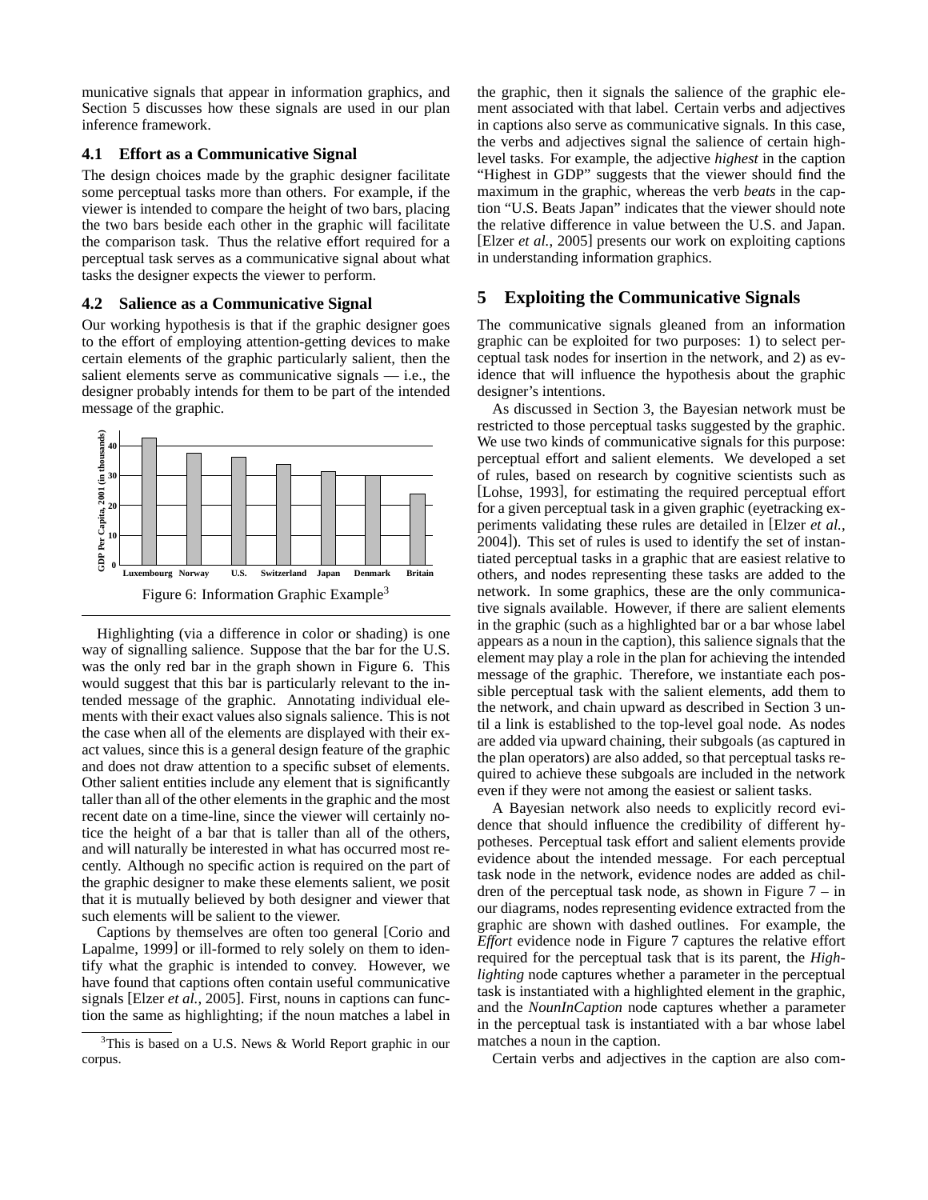municative signals that appear in information graphics, and Section 5 discusses how these signals are used in our plan inference framework.

### 4.1 Effort as a Communicative Signal

The design choices made by the graphic designer facilitate some perceptual tasks more than others. For example, if the viewer is intended to compare the height of two bars, placing the two bars beside each other in the graphic will facilitate the comparison task. Thus the relative effort required for a perceptual task serves as a communicative signal about what tasks the designer expects the viewer to perform.

### 4.2 Salience as a Communicative Signal

Our working hypothesis is that if the graphic designer goes to the effort of employing attention-getting devices to make certain elements of the graphic particularly salient, then the salient elements serve as communicative signals — i.e., the designer probably intends for them to be part of the intended message of the graphic.

Figure 6: Information Graphic Example[3]

Highlighting (via a difference in color or shading) is one way of signalling salience. Suppose that the bar for the U.S. was the only red bar in the graph shown in Figure 6. This would suggest that this bar is particularly relevant to the intended message of the graphic. Annotating individual elements with their exact values also signals salience. This is not the case when all of the elements are displayed with their exact values, since this is a general design feature of the graphic and does not draw attention to a specific subset of elements. Other salient entities include any element that is significantly taller than all of the other elements in the graphic and the most recent date on a time-line, since the viewer will certainly notice the height of a bar that is taller than all of the others, and will naturally be interested in what has occurred most recently. Although no specific action is required on the part of the graphic designer to make these elements salient, we posit that it is mutually believed by both designer and viewer that such elements will be salient to the viewer.

Captions by themselves are often too general [Corio and Lapalme, 1999] or ill-formed to rely solely on them to identify what the graphic is intended to convey. However, we have found that captions often contain useful communicative signals [Elzer *et al.*, 2005]. First, nouns in captions can function the same as highlighting; if the noun matches a label in the graphic, then it signals the salience of the graphic element associated with that label. Certain verbs and adjectives in captions also serve as communicative signals. In this case, the verbs and adjectives signal the salience of certain high-level tasks. For example, the adjective *highest* in the caption "Highest in GDP" suggests that the viewer should find the maximum in the graphic, whereas the verb *beats* in the caption "U.S. Beats Japan" indicates that the viewer should note the relative difference in value between the U.S. and Japan. [Elzer *et al.*, 2005] presents our work on exploiting captions in understanding information graphics.

## 5 Exploiting the Communicative Signals

The communicative signals gleaned from an information graphic can be exploited for two purposes: 1) to select perceptual task nodes for insertion in the network, and 2) as evidence that will influence the hypothesis about the graphic designer's intentions.

As discussed in Section 3, the Bayesian network must be restricted to those perceptual tasks suggested by the graphic. We use two kinds of communicative signals for this purpose: perceptual effort and salient elements. We developed a set of rules, based on research by cognitive scientists such as [Lohse, 1993], for estimating the required perceptual effort for a given perceptual task in a given graphic (eyetracking experiments validating these rules are detailed in [Elzer *et al.*, 2004]). This set of rules is used to identify the set of instantiated perceptual tasks in a graphic that are easiest relative to others, and nodes representing these tasks are added to the network. In some graphics, these are the only communicative signals available. However, if there are salient elements in the graphic (such as a highlighted bar or a bar whose label appears as a noun in the caption), this salience signals that the element may play a role in the plan for achieving the intended message of the graphic. Therefore, we instantiate each possible perceptual task with the salient elements, add them to the network, and chain upward as described in Section 3 until a link is established to the top-level goal node. As nodes are added via upward chaining, their subgoals (as captured in the plan operators) are also added, so that perceptual tasks required to achieve these subgoals are included in the network even if they were not among the easiest or salient tasks.

A Bayesian network also needs to explicitly record evidence that should influence the credibility of different hypotheses. Perceptual task effort and salient elements provide evidence about the intended message. For each perceptual task node in the network, evidence nodes are added as children of the perceptual task node, as shown in Figure 7 – in our diagrams, nodes representing evidence extracted from the graphic are shown with dashed outlines. For example, the *Effort* evidence node in Figure 7 captures the relative effort required for the perceptual task that is its parent, the *Highlighting* node captures whether a parameter in the perceptual task is instantiated with a highlighted element in the graphic, and the *NounInCaption* node captures whether a parameter in the perceptual task is instantiated with a bar whose label matches a noun in the caption.

Certain verbs and adjectives in the caption are also com-

[3]This is based on a U.S. News & World Report graphic in our corpus.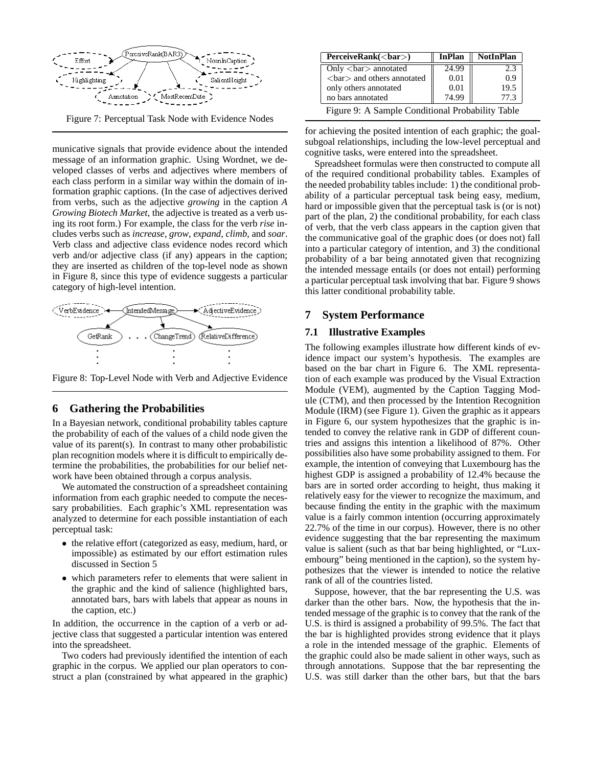Figure 7: Perceptual Task Node with Evidence Nodes

municative signals that provide evidence about the intended message of an information graphic. Using Wordnet, we developed classes of verbs and adjectives where members of each class perform in a similar way within the domain of information graphic captions. (In the case of adjectives derived from verbs, such as the adjective *growing* in the caption *A Growing Biotech Market*, the adjective is treated as a verb using its root form.) For example, the class for the verb *rise* includes verbs such as *increase*, *grow*, *expand*, *climb*, and *soar*. Verb class and adjective class evidence nodes record which verb and/or adjective class (if any) appears in the caption; they are inserted as children of the top-level node as shown in Figure 8, since this type of evidence suggests a particular category of high-level intention.

Figure 8: Top-Level Node with Verb and Adjective Evidence

## 6 Gathering the Probabilities

In a Bayesian network, conditional probability tables capture the probability of each of the values of a child node given the value of its parent(s). In contrast to many other probabilistic plan recognition models where it is difficult to empirically determine the probabilities, the probabilities for our belief network have been obtained through a corpus analysis.

We automated the construction of a spreadsheet containing information from each graphic needed to compute the necessary probabilities. Each graphic's XML representation was analyzed to determine for each possible instantiation of each perceptual task:

- the relative effort (categorized as easy, medium, hard, or impossible) as estimated by our effort estimation rules discussed in Section 5
- which parameters refer to elements that were salient in the graphic and the kind of salience (highlighted bars, annotated bars, bars with labels that appear as nouns in the caption, etc.)

In addition, the occurrence in the caption of a verb or adjective class that suggested a particular intention was entered into the spreadsheet.

Two coders had previously identified the intention of each graphic in the corpus. We applied our plan operators to construct a plan (constrained by what appeared in the graphic) for achieving the posited intention of each graphic; the goal-subgoal relationships, including the low-level perceptual and cognitive tasks, were entered into the spreadsheet.

| PerceiveRank(<bar>) | InPlan | NotInPlan |
|---|---|---|
| Only <bar> annotated | 24.99 | 2.3 |
| <bar> and others annotated | 0.01 | 0.9 |
| only others annotated | 0.01 | 19.5 |
| no bars annotated | 74.99 | 77.3 |

Figure 9: A Sample Conditional Probability Table

Spreadsheet formulas were then constructed to compute all of the required conditional probability tables. Examples of the needed probability tables include: 1) the conditional probability of a particular perceptual task being easy, medium, hard or impossible given that the perceptual task is (or is not) part of the plan, 2) the conditional probability, for each class of verb, that the verb class appears in the caption given that the communicative goal of the graphic does (or does not) fall into a particular category of intention, and 3) the conditional probability of a bar being annotated given that recognizing the intended message entails (or does not entail) performing a particular perceptual task involving that bar. Figure 9 shows this latter conditional probability table.

## 7 System Performance

### 7.1 Illustrative Examples

The following examples illustrate how different kinds of evidence impact our system's hypothesis. The examples are based on the bar chart in Figure 6. The XML representation of each example was produced by the Visual Extraction Module (VEM), augmented by the Caption Tagging Module (CTM), and then processed by the Intention Recognition Module (IRM) (see Figure 1). Given the graphic as it appears in Figure 6, our system hypothesizes that the graphic is intended to convey the relative rank in GDP of different countries and assigns this intention a likelihood of 87%. Other possibilities also have some probability assigned to them. For example, the intention of conveying that Luxembourg has the highest GDP is assigned a probability of 12.4% because the bars are in sorted order according to height, thus making it relatively easy for the viewer to recognize the maximum, and because finding the entity in the graphic with the maximum value is a fairly common intention (occurring approximately 22.7% of the time in our corpus). However, there is no other evidence suggesting that the bar representing the maximum value is salient (such as that bar being highlighted, or "Luxembourg" being mentioned in the caption), so the system hypothesizes that the viewer is intended to notice the relative rank of all of the countries listed.

Suppose, however, that the bar representing the U.S. was darker than the other bars. Now, the hypothesis that the intended message of the graphic is to convey that the rank of the U.S. is third is assigned a probability of 99.5%. The fact that the bar is highlighted provides strong evidence that it plays a role in the intended message of the graphic. Elements of the graphic could also be made salient in other ways, such as through annotations. Suppose that the bar representing the U.S. was still darker than the other bars, but that the bars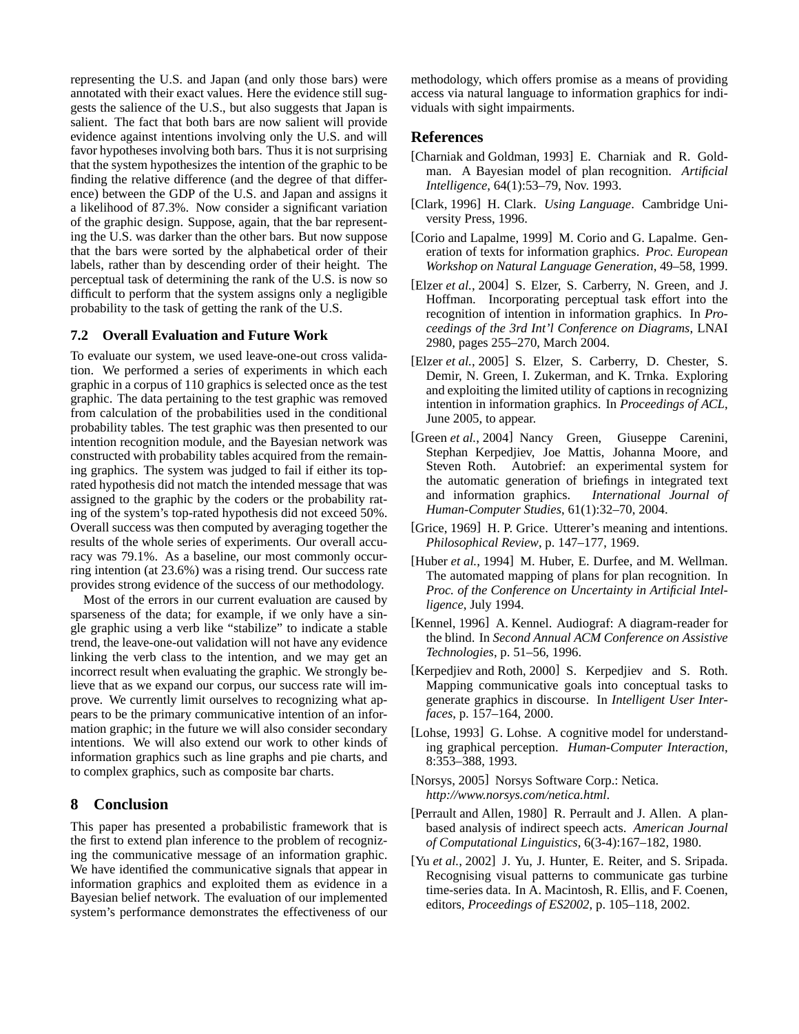representing the U.S. and Japan (and only those bars) were annotated with their exact values. Here the evidence still suggests the salience of the U.S., but also suggests that Japan is salient. The fact that both bars are now salient will provide evidence against intentions involving only the U.S. and will favor hypotheses involving both bars. Thus it is not surprising that the system hypothesizes the intention of the graphic to be finding the relative difference (and the degree of that difference) between the GDP of the U.S. and Japan and assigns it a likelihood of 87.3%. Now consider a significant variation of the graphic design. Suppose, again, that the bar representing the U.S. was darker than the other bars. But now suppose that the bars were sorted by the alphabetical order of their labels, rather than by descending order of their height. The perceptual task of determining the rank of the U.S. is now so difficult to perform that the system assigns only a negligible probability to the task of getting the rank of the U.S.

### 7.2 Overall Evaluation and Future Work

To evaluate our system, we used leave-one-out cross validation. We performed a series of experiments in which each graphic in a corpus of 110 graphics is selected once as the test graphic. The data pertaining to the test graphic was removed from calculation of the probabilities used in the conditional probability tables. The test graphic was then presented to our intention recognition module, and the Bayesian network was constructed with probability tables acquired from the remaining graphics. The system was judged to fail if either its top-rated hypothesis did not match the intended message that was assigned to the graphic by the coders or the probability rating of the system's top-rated hypothesis did not exceed 50%. Overall success was then computed by averaging together the results of the whole series of experiments. Our overall accuracy was 79.1%. As a baseline, our most commonly occurring intention (at 23.6%) was a rising trend. Our success rate provides strong evidence of the success of our methodology.

Most of the errors in our current evaluation are caused by sparseness of the data; for example, if we only have a single graphic using a verb like "stabilize" to indicate a stable trend, the leave-one-out validation will not have any evidence linking the verb class to the intention, and we may get an incorrect result when evaluating the graphic. We strongly believe that as we expand our corpus, our success rate will improve. We currently limit ourselves to recognizing what appears to be the primary communicative intention of an information graphic; in the future we will also consider secondary intentions. We will also extend our work to other kinds of information graphics such as line graphs and pie charts, and to complex graphics, such as composite bar charts.

## 8 Conclusion

This paper has presented a probabilistic framework that is the first to extend plan inference to the problem of recognizing the communicative message of an information graphic. We have identified the communicative signals that appear in information graphics and exploited them as evidence in a Bayesian belief network. The evaluation of our implemented system's performance demonstrates the effectiveness of our methodology, which offers promise as a means of providing access via natural language to information graphics for individuals with sight impairments.

## References

[Charniak and Goldman, 1993] E. Charniak and R. Goldman. A Bayesian model of plan recognition. *Artificial Intelligence*, 64(1):53–79, Nov. 1993.

[Clark, 1996] H. Clark. *Using Language*. Cambridge University Press, 1996.

[Corio and Lapalme, 1999] M. Corio and G. Lapalme. Generation of texts for information graphics. *Proc. European Workshop on Natural Language Generation*, 49–58, 1999.

[Elzer *et al.*, 2004] S. Elzer, S. Carberry, N. Green, and J. Hoffman. Incorporating perceptual task effort into the recognition of intention in information graphics. In *Proceedings of the 3rd Int'l Conference on Diagrams*, LNAI 2980, pages 255–270, March 2004.

[Elzer *et al.*, 2005] S. Elzer, S. Carberry, D. Chester, S. Demir, N. Green, I. Zukerman, and K. Trnka. Exploring and exploiting the limited utility of captions in recognizing intention in information graphics. In *Proceedings of ACL*, June 2005, to appear.

[Green *et al.*, 2004] Nancy Green, Giuseppe Carenini, Stephan Kerpedjiev, Joe Mattis, Johanna Moore, and Steven Roth. Autobrief: an experimental system for the automatic generation of briefings in integrated text and information graphics. *International Journal of Human-Computer Studies*, 61(1):32–70, 2004.

[Grice, 1969] H. P. Grice. Utterer's meaning and intentions. *Philosophical Review*, p. 147–177, 1969.

[Huber *et al.*, 1994] M. Huber, E. Durfee, and M. Wellman. The automated mapping of plans for plan recognition. In *Proc. of the Conference on Uncertainty in Artificial Intelligence*, July 1994.

[Kennel, 1996] A. Kennel. Audiograf: A diagram-reader for the blind. In *Second Annual ACM Conference on Assistive Technologies*, p. 51–56, 1996.

[Kerpedjiev and Roth, 2000] S. Kerpedjiev and S. Roth. Mapping communicative goals into conceptual tasks to generate graphics in discourse. In *Intelligent User Interfaces*, p. 157–164, 2000.

[Lohse, 1993] G. Lohse. A cognitive model for understanding graphical perception. *Human-Computer Interaction*, 8:353–388, 1993.

[Norsys, 2005] Norsys Software Corp.: Netica. *http://www.norsys.com/netica.html*.

[Perrault and Allen, 1980] R. Perrault and J. Allen. A plan-based analysis of indirect speech acts. *American Journal of Computational Linguistics*, 6(3-4):167–182, 1980.

[Yu *et al.*, 2002] J. Yu, J. Hunter, E. Reiter, and S. Sripada. Recognising visual patterns to communicate gas turbine time-series data. In A. Macintosh, R. Ellis, and F. Coenen, editors, *Proceedings of ES2002*, p. 105–118, 2002.